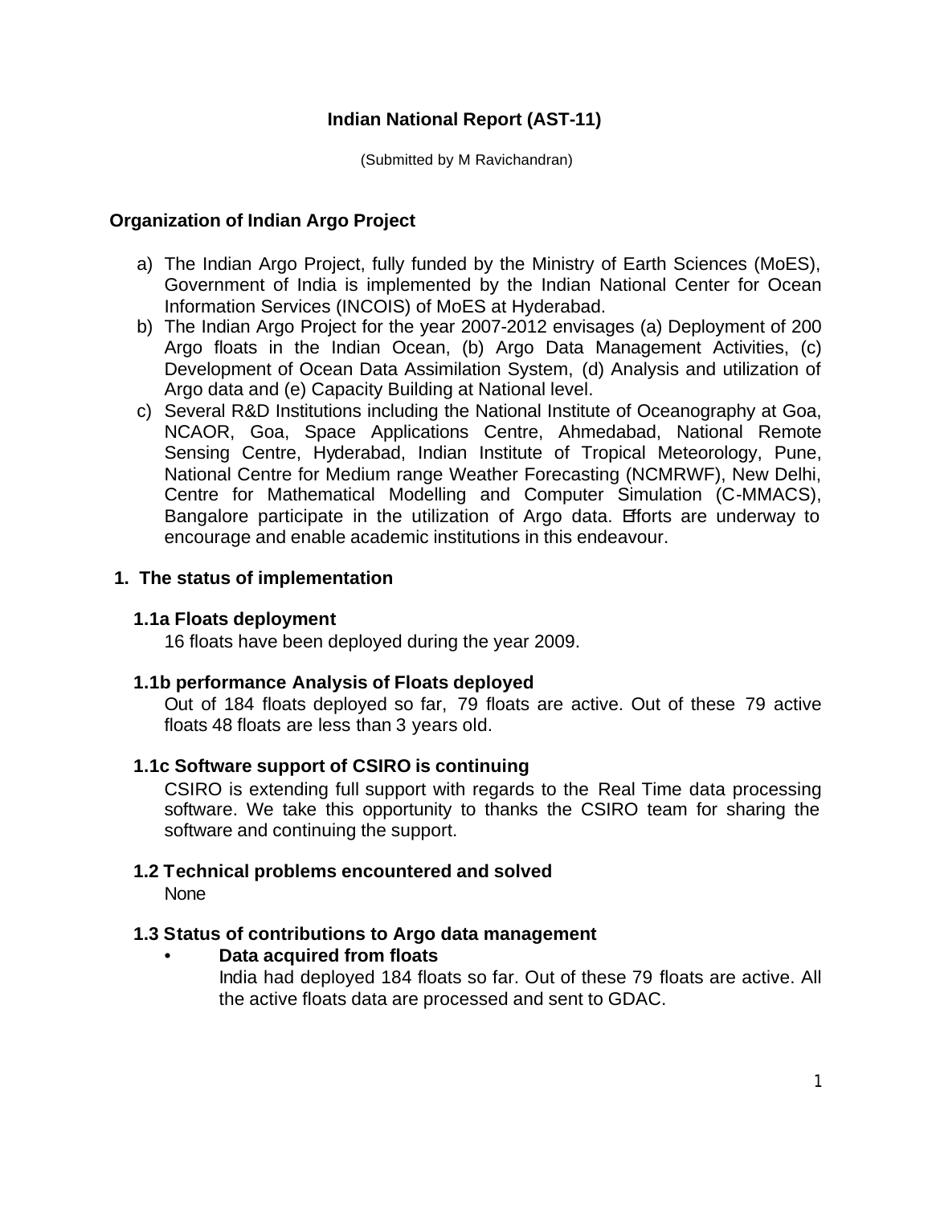# Indian National Report (AST-11)

(Submitted by M Ravichandran)

## Organization of Indian Argo Project

a) The Indian Argo Project, fully funded by the Ministry of Earth Sciences (MoES), Government of India is implemented by the Indian National Center for Ocean Information Services (INCOIS) of MoES at Hyderabad.
b) The Indian Argo Project for the year 2007-2012 envisages (a) Deployment of 200 Argo floats in the Indian Ocean, (b) Argo Data Management Activities, (c) Development of Ocean Data Assimilation System, (d) Analysis and utilization of Argo data and (e) Capacity Building at National level.
c) Several R&D Institutions including the National Institute of Oceanography at Goa, NCAOR, Goa, Space Applications Centre, Ahmedabad, National Remote Sensing Centre, Hyderabad, Indian Institute of Tropical Meteorology, Pune, National Centre for Medium range Weather Forecasting (NCMRWF), New Delhi, Centre for Mathematical Modelling and Computer Simulation (C-MMACS), Bangalore participate in the utilization of Argo data. Efforts are underway to encourage and enable academic institutions in this endeavour.

## 1. The status of implementation

### 1.1a Floats deployment

16 floats have been deployed during the year 2009.

### 1.1b performance Analysis of Floats deployed

Out of 184 floats deployed so far, 79 floats are active. Out of these 79 active floats 48 floats are less than 3 years old.

### 1.1c Software support of CSIRO is continuing

CSIRO is extending full support with regards to the Real Time data processing software. We take this opportunity to thanks the CSIRO team for sharing the software and continuing the support.

### 1.2 Technical problems encountered and solved

None

### 1.3 Status of contributions to Argo data management

- **Data acquired from floats**

  India had deployed 184 floats so far. Out of these 79 floats are active. All the active floats data are processed and sent to GDAC.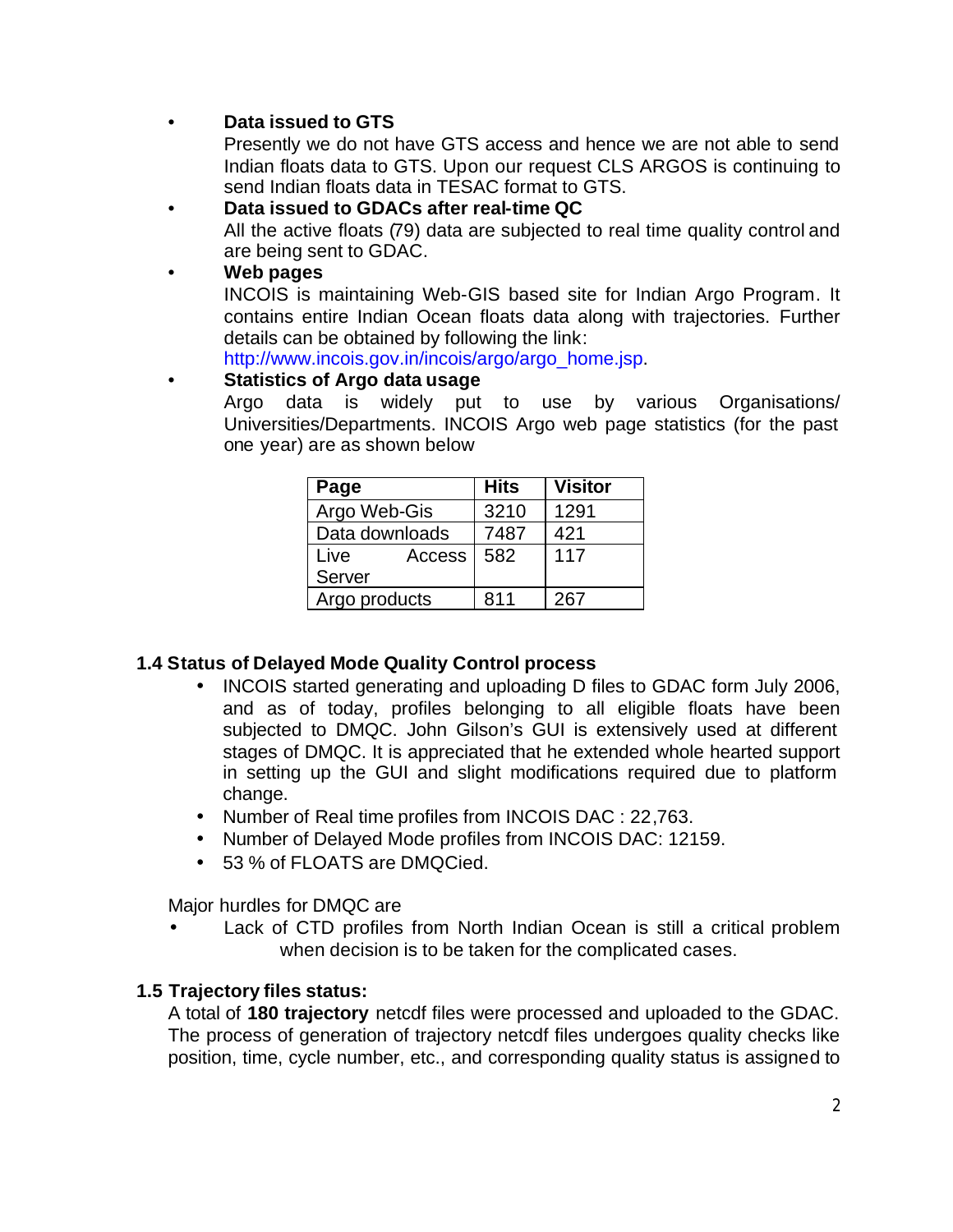- **Data issued to GTS**
  Presently we do not have GTS access and hence we are not able to send Indian floats data to GTS. Upon our request CLS ARGOS is continuing to send Indian floats data in TESAC format to GTS.
- **Data issued to GDACs after real-time QC**
  All the active floats (79) data are subjected to real time quality control and are being sent to GDAC.
- **Web pages**
  INCOIS is maintaining Web-GIS based site for Indian Argo Program. It contains entire Indian Ocean floats data along with trajectories. Further details can be obtained by following the link:
  http://www.incois.gov.in/incois/argo/argo_home.jsp.
- **Statistics of Argo data usage**
  Argo data is widely put to use by various Organisations/ Universities/Departments. INCOIS Argo web page statistics (for the past one year) are as shown below

| Page | Hits | Visitor |
|---|---|---|
| Argo Web-Gis | 3210 | 1291 |
| Data downloads | 7487 | 421 |
| Live Access Server | 582 | 117 |
| Argo products | 811 | 267 |

### 1.4 Status of Delayed Mode Quality Control process

- INCOIS started generating and uploading D files to GDAC form July 2006, and as of today, profiles belonging to all eligible floats have been subjected to DMQC. John Gilson's GUI is extensively used at different stages of DMQC. It is appreciated that he extended whole hearted support in setting up the GUI and slight modifications required due to platform change.
- Number of Real time profiles from INCOIS DAC : 22,763.
- Number of Delayed Mode profiles from INCOIS DAC: 12159.
- 53 % of FLOATS are DMQCied.

Major hurdles for DMQC are

- Lack of CTD profiles from North Indian Ocean is still a critical problem when decision is to be taken for the complicated cases.

### 1.5 Trajectory files status:

A total of **180 trajectory** netcdf files were processed and uploaded to the GDAC. The process of generation of trajectory netcdf files undergoes quality checks like position, time, cycle number, etc., and corresponding quality status is assigned to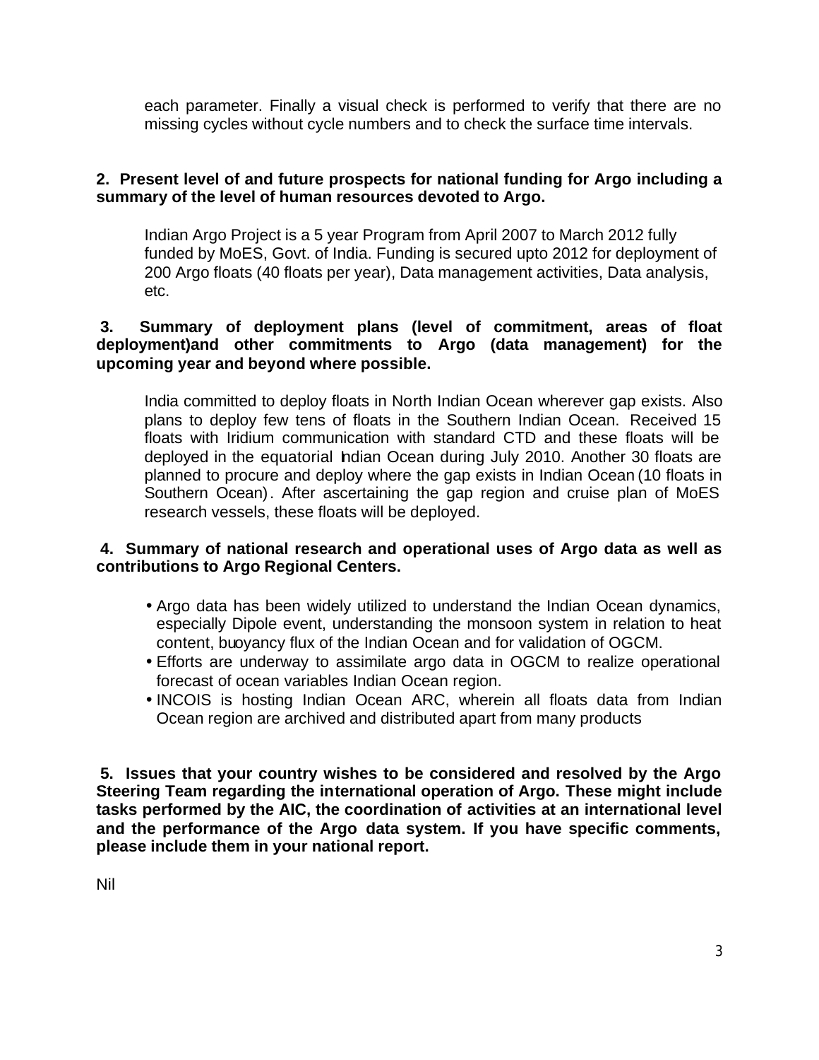each parameter. Finally a visual check is performed to verify that there are no missing cycles without cycle numbers and to check the surface time intervals.

**2. Present level of and future prospects for national funding for Argo including a summary of the level of human resources devoted to Argo.**

Indian Argo Project is a 5 year Program from April 2007 to March 2012 fully funded by MoES, Govt. of India. Funding is secured upto 2012 for deployment of 200 Argo floats (40 floats per year), Data management activities, Data analysis, etc.

**3. Summary of deployment plans (level of commitment, areas of float deployment)and other commitments to Argo (data management) for the upcoming year and beyond where possible.**

India committed to deploy floats in North Indian Ocean wherever gap exists. Also plans to deploy few tens of floats in the Southern Indian Ocean. Received 15 floats with Iridium communication with standard CTD and these floats will be deployed in the equatorial Indian Ocean during July 2010. Another 30 floats are planned to procure and deploy where the gap exists in Indian Ocean (10 floats in Southern Ocean). After ascertaining the gap region and cruise plan of MoES research vessels, these floats will be deployed.

**4. Summary of national research and operational uses of Argo data as well as contributions to Argo Regional Centers.**

- Argo data has been widely utilized to understand the Indian Ocean dynamics, especially Dipole event, understanding the monsoon system in relation to heat content, buoyancy flux of the Indian Ocean and for validation of OGCM.
- Efforts are underway to assimilate argo data in OGCM to realize operational forecast of ocean variables Indian Ocean region.
- INCOIS is hosting Indian Ocean ARC, wherein all floats data from Indian Ocean region are archived and distributed apart from many products

**5. Issues that your country wishes to be considered and resolved by the Argo Steering Team regarding the international operation of Argo. These might include tasks performed by the AIC, the coordination of activities at an international level and the performance of the Argo data system. If you have specific comments, please include them in your national report.**

Nil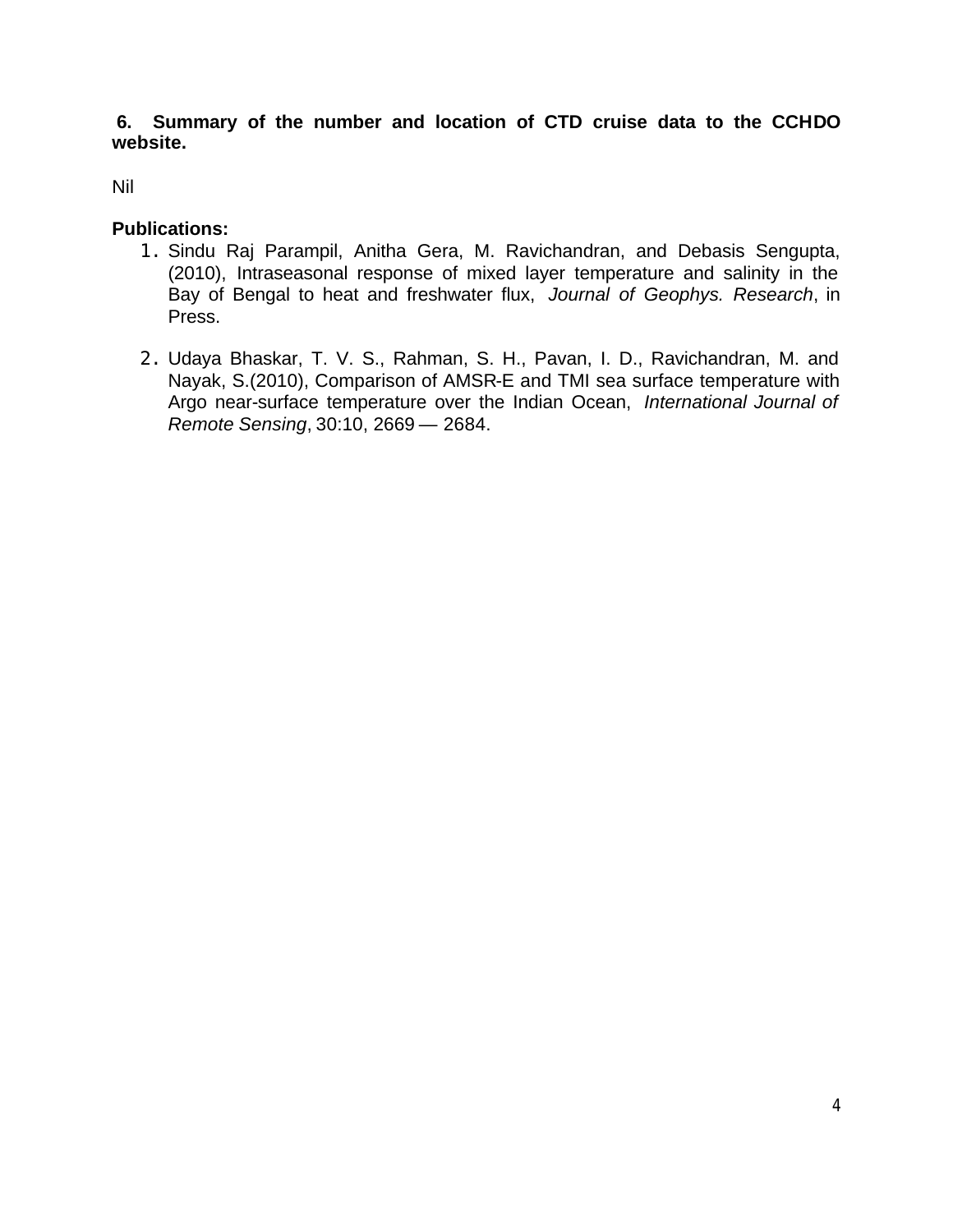**6. Summary of the number and location of CTD cruise data to the CCHDO website.**

Nil

**Publications:**

1. Sindu Raj Parampil, Anitha Gera, M. Ravichandran, and Debasis Sengupta, (2010), Intraseasonal response of mixed layer temperature and salinity in the Bay of Bengal to heat and freshwater flux, *Journal of Geophys. Research*, in Press.

2. Udaya Bhaskar, T. V. S., Rahman, S. H., Pavan, I. D., Ravichandran, M. and Nayak, S.(2010), Comparison of AMSR-E and TMI sea surface temperature with Argo near-surface temperature over the Indian Ocean, *International Journal of Remote Sensing*, 30:10, 2669 — 2684.